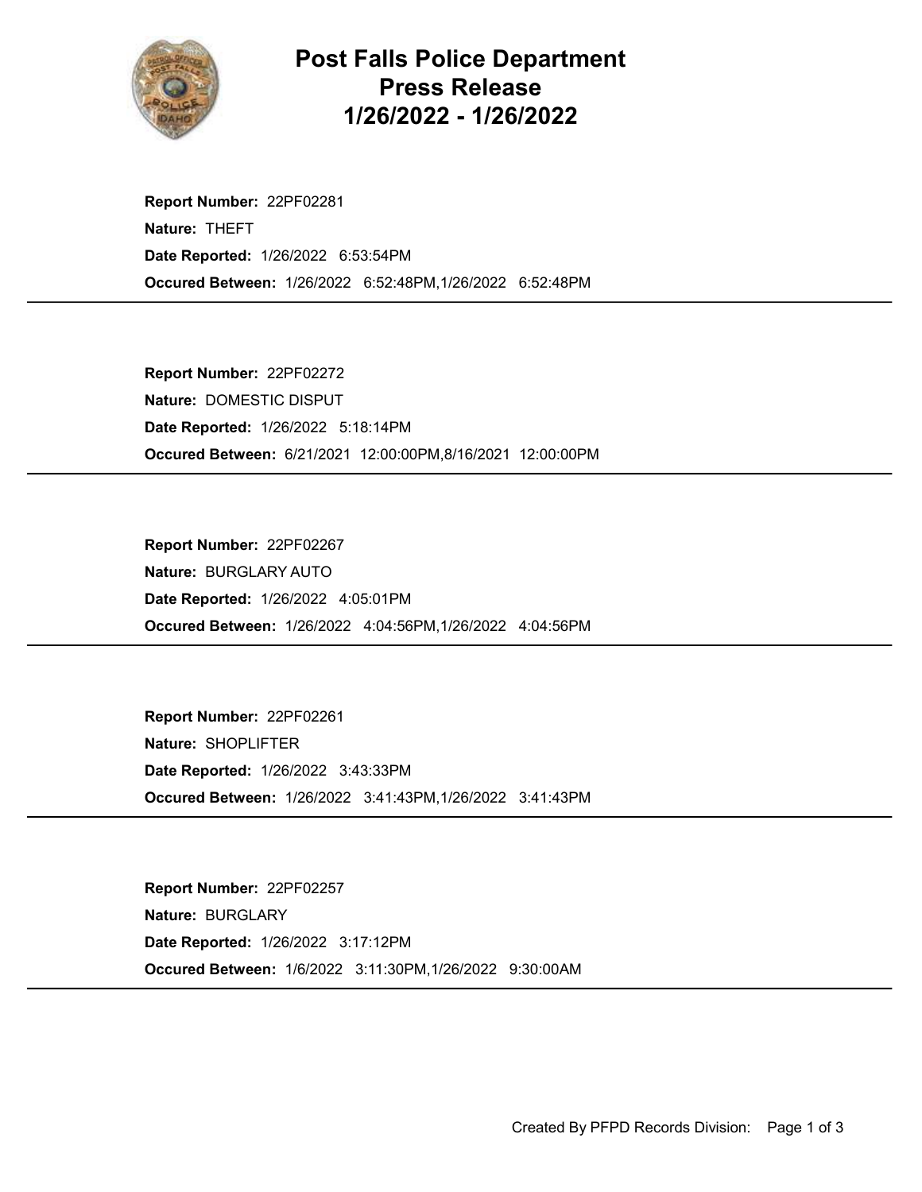# Post Falls Police Department Press Release 1/26/2022 - 1/26/2022

**Report Number:** 22PF02281
**Nature:** THEFT
**Date Reported:** 1/26/2022 6:53:54PM
**Occured Between:** 1/26/2022 6:52:48PM,1/26/2022 6:52:48PM

---

**Report Number:** 22PF02272
**Nature:** DOMESTIC DISPUT
**Date Reported:** 1/26/2022 5:18:14PM
**Occured Between:** 6/21/2021 12:00:00PM,8/16/2021 12:00:00PM

---

**Report Number:** 22PF02267
**Nature:** BURGLARY AUTO
**Date Reported:** 1/26/2022 4:05:01PM
**Occured Between:** 1/26/2022 4:04:56PM,1/26/2022 4:04:56PM

---

**Report Number:** 22PF02261
**Nature:** SHOPLIFTER
**Date Reported:** 1/26/2022 3:43:33PM
**Occured Between:** 1/26/2022 3:41:43PM,1/26/2022 3:41:43PM

---

**Report Number:** 22PF02257
**Nature:** BURGLARY
**Date Reported:** 1/26/2022 3:17:12PM
**Occured Between:** 1/6/2022 3:11:30PM,1/26/2022 9:30:00AM

---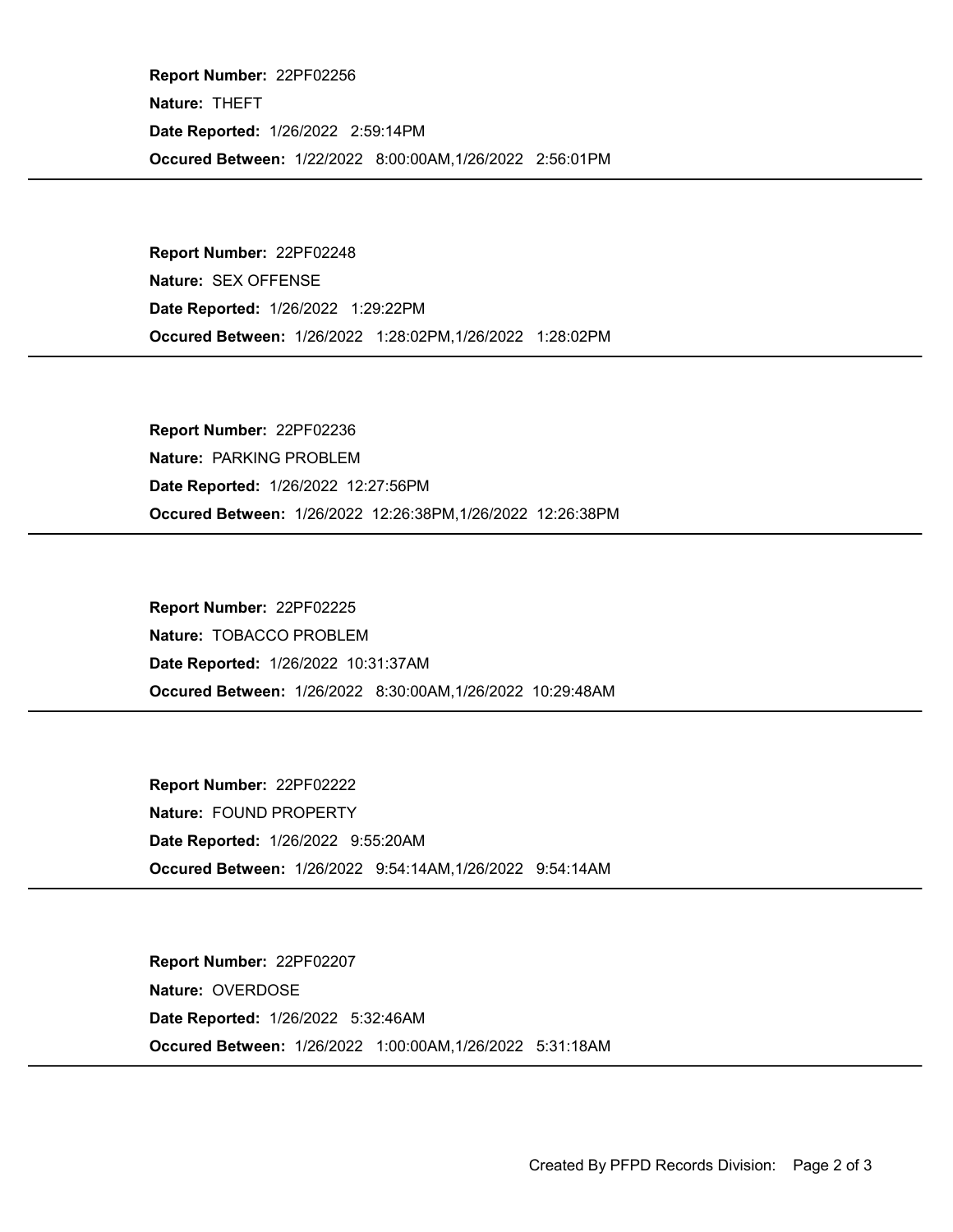**Report Number:** 22PF02256
**Nature:** THEFT
**Date Reported:** 1/26/2022 2:59:14PM
**Occured Between:** 1/22/2022 8:00:00AM,1/26/2022 2:56:01PM

---

**Report Number:** 22PF02248
**Nature:** SEX OFFENSE
**Date Reported:** 1/26/2022 1:29:22PM
**Occured Between:** 1/26/2022 1:28:02PM,1/26/2022 1:28:02PM

---

**Report Number:** 22PF02236
**Nature:** PARKING PROBLEM
**Date Reported:** 1/26/2022 12:27:56PM
**Occured Between:** 1/26/2022 12:26:38PM,1/26/2022 12:26:38PM

---

**Report Number:** 22PF02225
**Nature:** TOBACCO PROBLEM
**Date Reported:** 1/26/2022 10:31:37AM
**Occured Between:** 1/26/2022 8:30:00AM,1/26/2022 10:29:48AM

---

**Report Number:** 22PF02222
**Nature:** FOUND PROPERTY
**Date Reported:** 1/26/2022 9:55:20AM
**Occured Between:** 1/26/2022 9:54:14AM,1/26/2022 9:54:14AM

---

**Report Number:** 22PF02207
**Nature:** OVERDOSE
**Date Reported:** 1/26/2022 5:32:46AM
**Occured Between:** 1/26/2022 1:00:00AM,1/26/2022 5:31:18AM

---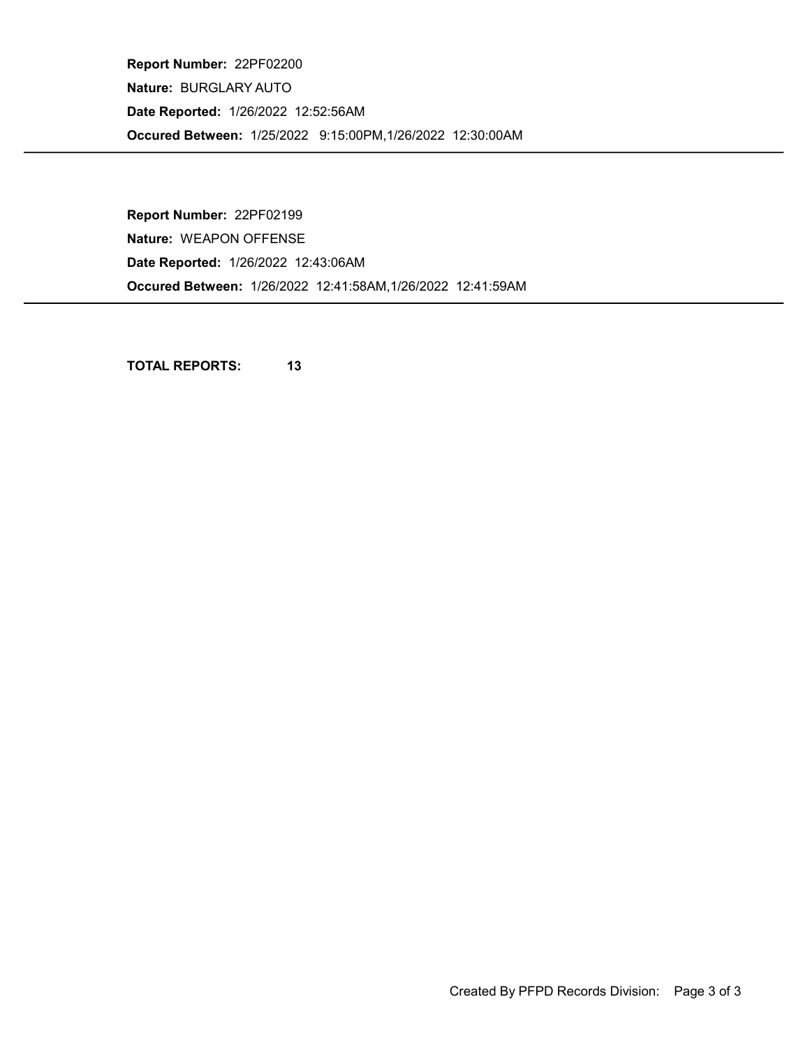**Report Number:** 22PF02200

**Nature:** BURGLARY AUTO

**Date Reported:** 1/26/2022 12:52:56AM

**Occured Between:** 1/25/2022 9:15:00PM,1/26/2022 12:30:00AM

---

**Report Number:** 22PF02199

**Nature:** WEAPON OFFENSE

**Date Reported:** 1/26/2022 12:43:06AM

**Occured Between:** 1/26/2022 12:41:58AM,1/26/2022 12:41:59AM

---

**TOTAL REPORTS: 13**